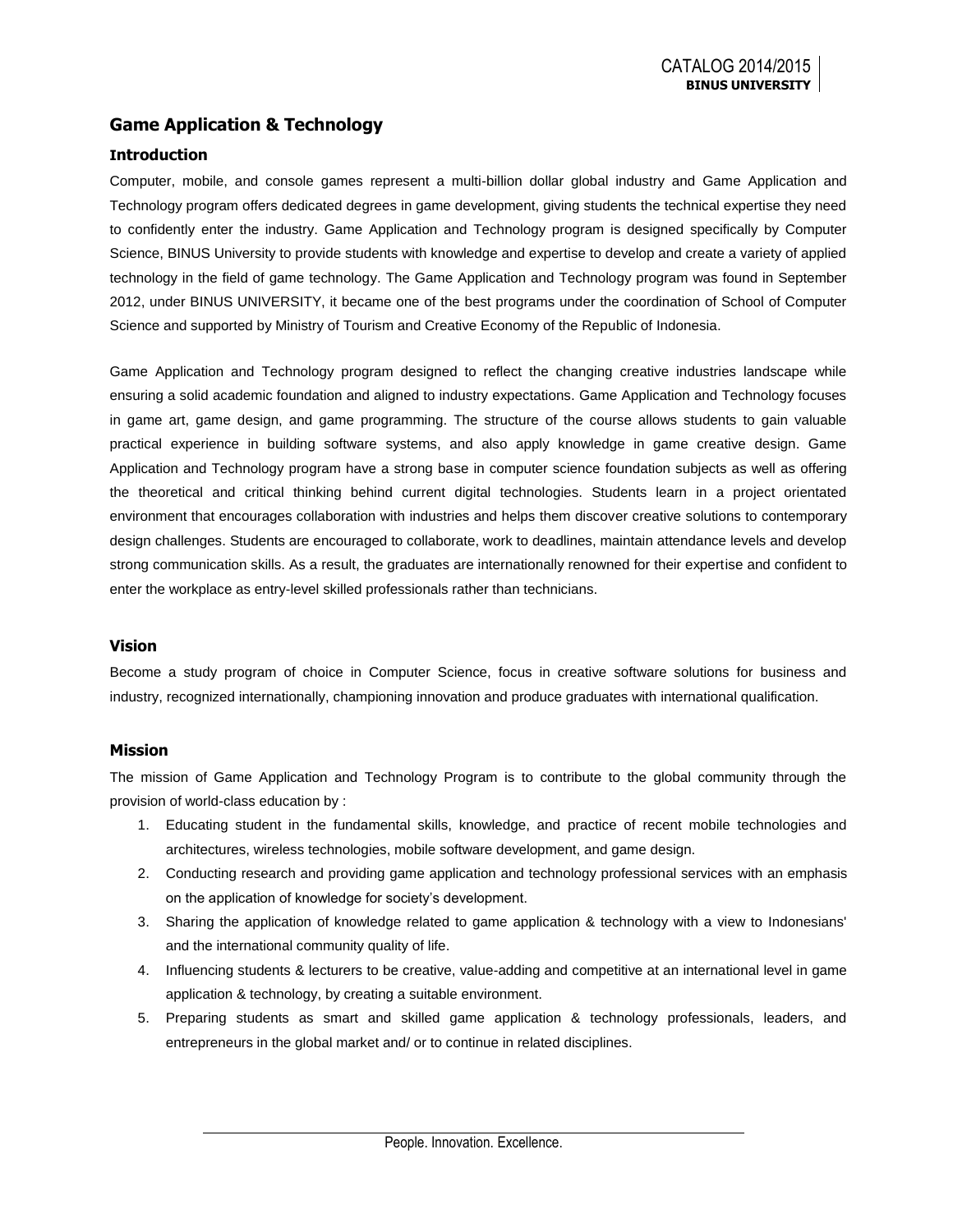# Game Application & Technology

## Introduction

Computer, mobile, and console games represent a multi-billion dollar global industry and Game Application and Technology program offers dedicated degrees in game development, giving students the technical expertise they need to confidently enter the industry. Game Application and Technology program is designed specifically by Computer Science, BINUS University to provide students with knowledge and expertise to develop and create a variety of applied technology in the field of game technology. The Game Application and Technology program was found in September 2012, under BINUS UNIVERSITY, it became one of the best programs under the coordination of School of Computer Science and supported by Ministry of Tourism and Creative Economy of the Republic of Indonesia.

Game Application and Technology program designed to reflect the changing creative industries landscape while ensuring a solid academic foundation and aligned to industry expectations. Game Application and Technology focuses in game art, game design, and game programming. The structure of the course allows students to gain valuable practical experience in building software systems, and also apply knowledge in game creative design. Game Application and Technology program have a strong base in computer science foundation subjects as well as offering the theoretical and critical thinking behind current digital technologies. Students learn in a project orientated environment that encourages collaboration with industries and helps them discover creative solutions to contemporary design challenges. Students are encouraged to collaborate, work to deadlines, maintain attendance levels and develop strong communication skills. As a result, the graduates are internationally renowned for their expertise and confident to enter the workplace as entry-level skilled professionals rather than technicians.

## Vision

Become a study program of choice in Computer Science, focus in creative software solutions for business and industry, recognized internationally, championing innovation and produce graduates with international qualification.

## Mission

The mission of Game Application and Technology Program is to contribute to the global community through the provision of world-class education by :

1. Educating student in the fundamental skills, knowledge, and practice of recent mobile technologies and architectures, wireless technologies, mobile software development, and game design.
2. Conducting research and providing game application and technology professional services with an emphasis on the application of knowledge for society's development.
3. Sharing the application of knowledge related to game application & technology with a view to Indonesians' and the international community quality of life.
4. Influencing students & lecturers to be creative, value-adding and competitive at an international level in game application & technology, by creating a suitable environment.
5. Preparing students as smart and skilled game application & technology professionals, leaders, and entrepreneurs in the global market and/ or to continue in related disciplines.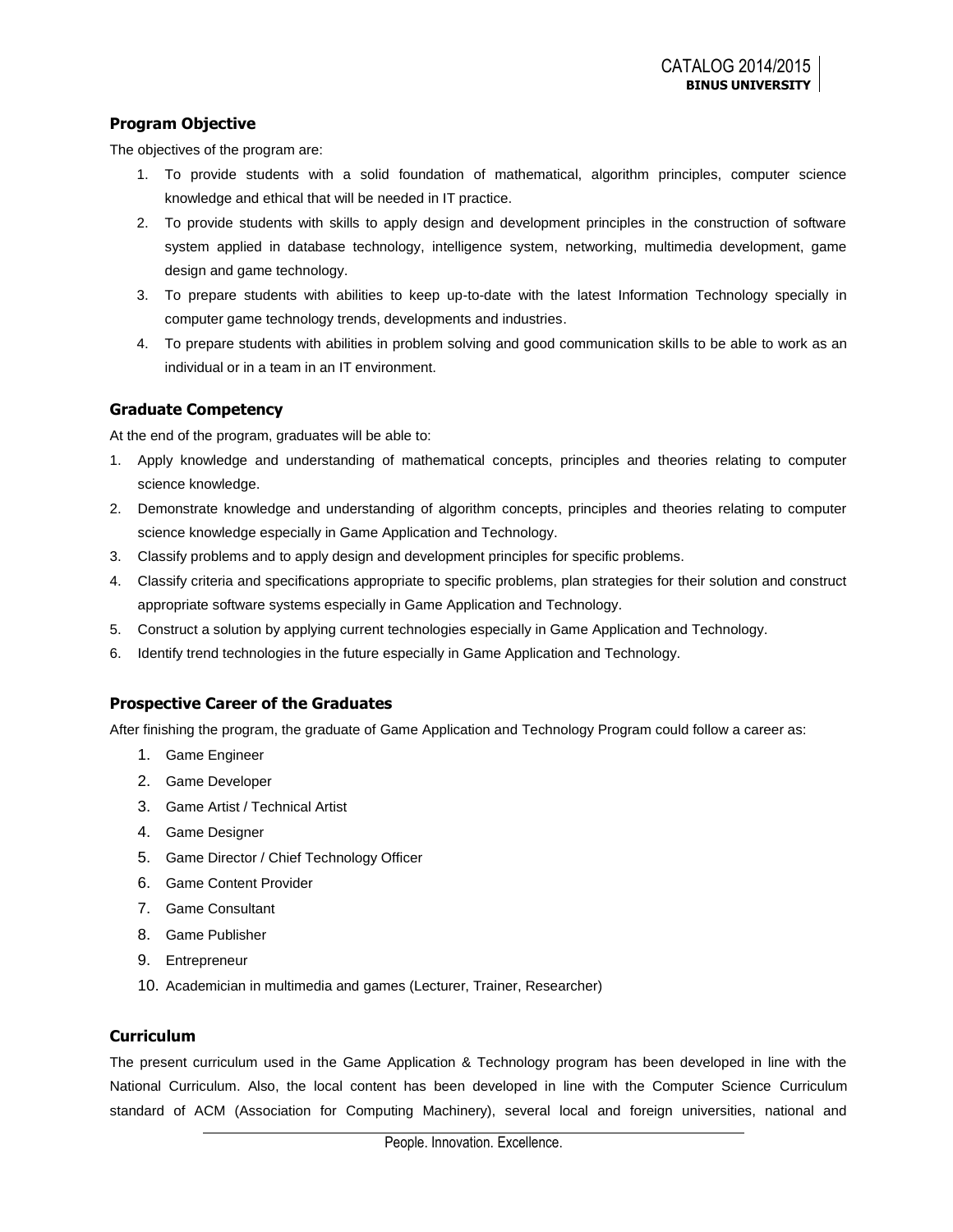### Program Objective

The objectives of the program are:

1. To provide students with a solid foundation of mathematical, algorithm principles, computer science knowledge and ethical that will be needed in IT practice.
2. To provide students with skills to apply design and development principles in the construction of software system applied in database technology, intelligence system, networking, multimedia development, game design and game technology.
3. To prepare students with abilities to keep up-to-date with the latest Information Technology specially in computer game technology trends, developments and industries.
4. To prepare students with abilities in problem solving and good communication skills to be able to work as an individual or in a team in an IT environment.

### Graduate Competency

At the end of the program, graduates will be able to:

1. Apply knowledge and understanding of mathematical concepts, principles and theories relating to computer science knowledge.
2. Demonstrate knowledge and understanding of algorithm concepts, principles and theories relating to computer science knowledge especially in Game Application and Technology.
3. Classify problems and to apply design and development principles for specific problems.
4. Classify criteria and specifications appropriate to specific problems, plan strategies for their solution and construct appropriate software systems especially in Game Application and Technology.
5. Construct a solution by applying current technologies especially in Game Application and Technology.
6. Identify trend technologies in the future especially in Game Application and Technology.

### Prospective Career of the Graduates

After finishing the program, the graduate of Game Application and Technology Program could follow a career as:

1. Game Engineer
2. Game Developer
3. Game Artist / Technical Artist
4. Game Designer
5. Game Director / Chief Technology Officer
6. Game Content Provider
7. Game Consultant
8. Game Publisher
9. Entrepreneur
10. Academician in multimedia and games (Lecturer, Trainer, Researcher)

### Curriculum

The present curriculum used in the Game Application & Technology program has been developed in line with the National Curriculum. Also, the local content has been developed in line with the Computer Science Curriculum standard of ACM (Association for Computing Machinery), several local and foreign universities, national and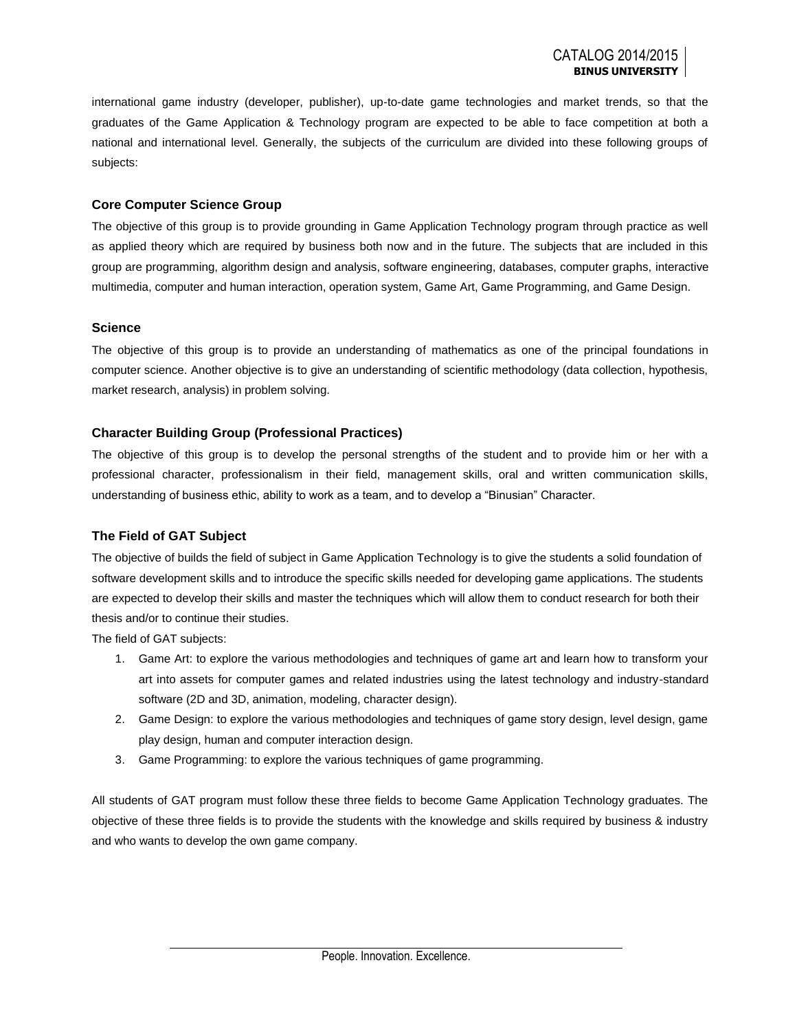international game industry (developer, publisher), up-to-date game technologies and market trends, so that the graduates of the Game Application & Technology program are expected to be able to face competition at both a national and international level. Generally, the subjects of the curriculum are divided into these following groups of subjects:

### Core Computer Science Group

The objective of this group is to provide grounding in Game Application Technology program through practice as well as applied theory which are required by business both now and in the future. The subjects that are included in this group are programming, algorithm design and analysis, software engineering, databases, computer graphs, interactive multimedia, computer and human interaction, operation system, Game Art, Game Programming, and Game Design.

### Science

The objective of this group is to provide an understanding of mathematics as one of the principal foundations in computer science. Another objective is to give an understanding of scientific methodology (data collection, hypothesis, market research, analysis) in problem solving.

### Character Building Group (Professional Practices)

The objective of this group is to develop the personal strengths of the student and to provide him or her with a professional character, professionalism in their field, management skills, oral and written communication skills, understanding of business ethic, ability to work as a team, and to develop a "Binusian" Character.

### The Field of GAT Subject

The objective of builds the field of subject in Game Application Technology is to give the students a solid foundation of software development skills and to introduce the specific skills needed for developing game applications. The students are expected to develop their skills and master the techniques which will allow them to conduct research for both their thesis and/or to continue their studies.

The field of GAT subjects:

1. Game Art: to explore the various methodologies and techniques of game art and learn how to transform your art into assets for computer games and related industries using the latest technology and industry-standard software (2D and 3D, animation, modeling, character design).
2. Game Design: to explore the various methodologies and techniques of game story design, level design, game play design, human and computer interaction design.
3. Game Programming: to explore the various techniques of game programming.

All students of GAT program must follow these three fields to become Game Application Technology graduates. The objective of these three fields is to provide the students with the knowledge and skills required by business & industry and who wants to develop the own game company.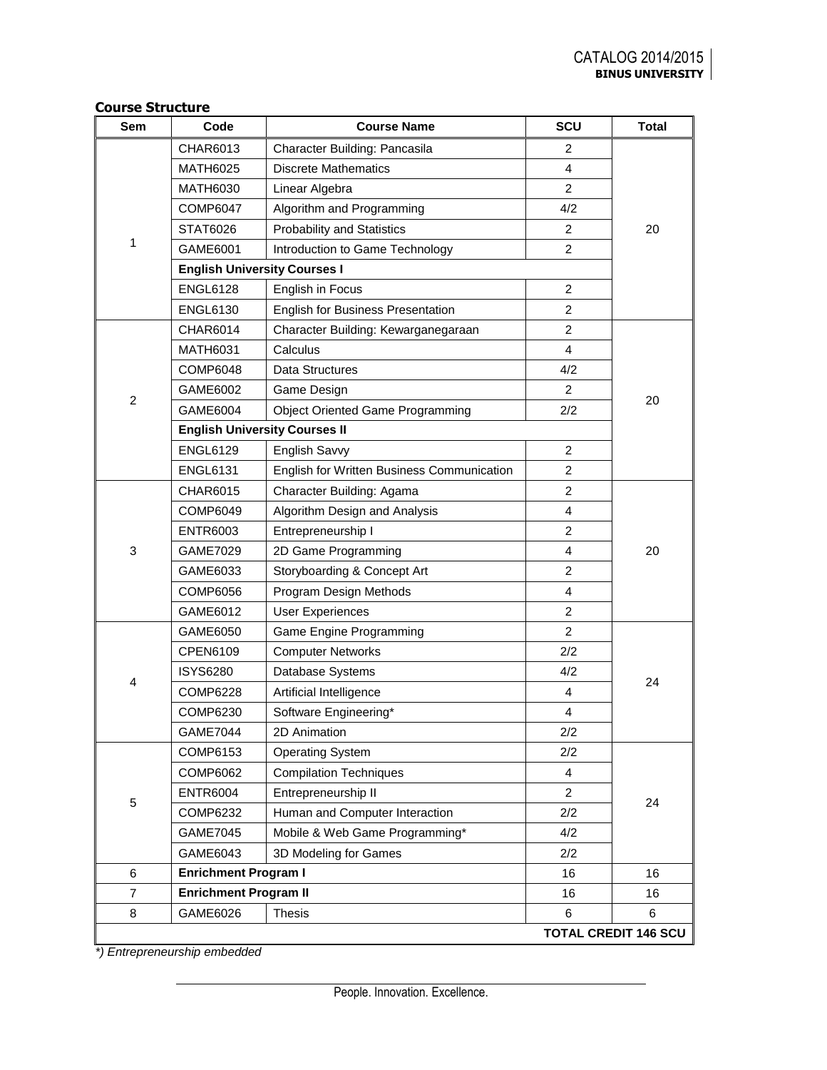## Course Structure

| Sem | Code | Course Name | SCU | Total |
|---|---|---|---|---|
| 1 | CHAR6013 | Character Building: Pancasila | 2 | 20 |
| | MATH6025 | Discrete Mathematics | 4 | |
| | MATH6030 | Linear Algebra | 2 | |
| | COMP6047 | Algorithm and Programming | 4/2 | |
| | STAT6026 | Probability and Statistics | 2 | |
| | GAME6001 | Introduction to Game Technology | 2 | |
| | **English University Courses I** | | | |
| | ENGL6128 | English in Focus | 2 | |
| | ENGL6130 | English for Business Presentation | 2 | |
| 2 | CHAR6014 | Character Building: Kewarganegaraan | 2 | 20 |
| | MATH6031 | Calculus | 4 | |
| | COMP6048 | Data Structures | 4/2 | |
| | GAME6002 | Game Design | 2 | |
| | GAME6004 | Object Oriented Game Programming | 2/2 | |
| | **English University Courses II** | | | |
| | ENGL6129 | English Savvy | 2 | |
| | ENGL6131 | English for Written Business Communication | 2 | |
| 3 | CHAR6015 | Character Building: Agama | 2 | 20 |
| | COMP6049 | Algorithm Design and Analysis | 4 | |
| | ENTR6003 | Entrepreneurship I | 2 | |
| | GAME7029 | 2D Game Programming | 4 | |
| | GAME6033 | Storyboarding & Concept Art | 2 | |
| | COMP6056 | Program Design Methods | 4 | |
| | GAME6012 | User Experiences | 2 | |
| 4 | GAME6050 | Game Engine Programming | 2 | 24 |
| | CPEN6109 | Computer Networks | 2/2 | |
| | ISYS6280 | Database Systems | 4/2 | |
| | COMP6228 | Artificial Intelligence | 4 | |
| | COMP6230 | Software Engineering* | 4 | |
| | GAME7044 | 2D Animation | 2/2 | |
| 5 | COMP6153 | Operating System | 2/2 | 24 |
| | COMP6062 | Compilation Techniques | 4 | |
| | ENTR6004 | Entrepreneurship II | 2 | |
| | COMP6232 | Human and Computer Interaction | 2/2 | |
| | GAME7045 | Mobile & Web Game Programming* | 4/2 | |
| | GAME6043 | 3D Modeling for Games | 2/2 | |
| 6 | **Enrichment Program I** | | 16 | 16 |
| 7 | **Enrichment Program II** | | 16 | 16 |
| 8 | GAME6026 | Thesis | 6 | 6 |
| | | | | **TOTAL CREDIT 146 SCU** |

*\*) Entrepreneurship embedded*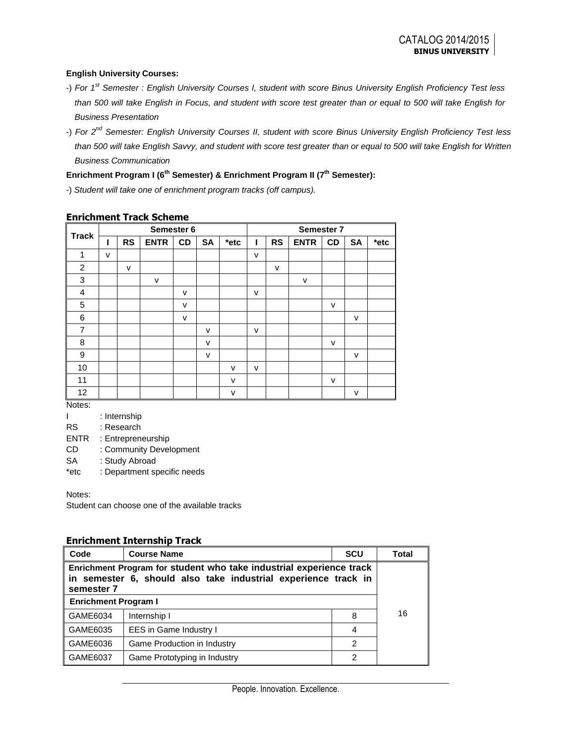**English University Courses:**

-) *For 1st Semester : English University Courses I, student with score Binus University English Proficiency Test less than 500 will take English in Focus, and student with score test greater than or equal to 500 will take English for Business Presentation*

-) *For 2nd Semester: English University Courses II, student with score Binus University English Proficiency Test less than 500 will take English Savvy, and student with score test greater than or equal to 500 will take English for Written Business Communication*

**Enrichment Program I (6th Semester) & Enrichment Program II (7th Semester):**

-) *Student will take one of enrichment program tracks (off campus).*

### Enrichment Track Scheme

| Track | Semester 6 | | | | | | Semester 7 | | | | | |
|---|---|---|---|---|---|---|---|---|---|---|---|---|
| | I | RS | ENTR | CD | SA | *etc | I | RS | ENTR | CD | SA | *etc |
| 1 | v | | | | | | v | | | | | |
| 2 | | v | | | | | | v | | | | |
| 3 | | | v | | | | | | v | | | |
| 4 | | | | v | | | v | | | | | |
| 5 | | | | v | | | | | | v | | |
| 6 | | | | v | | | | | | | v | |
| 7 | | | | | v | | v | | | | | |
| 8 | | | | | v | | | | | v | | |
| 9 | | | | | v | | | | | | v | |
| 10 | | | | | | v | v | | | | | |
| 11 | | | | | | v | | | | v | | |
| 12 | | | | | | v | | | | | v | |

Notes:

I : Internship
RS : Research
ENTR : Entrepreneurship
CD : Community Development
SA : Study Abroad
*etc : Department specific needs

Notes:
Student can choose one of the available tracks

### Enrichment Internship Track

| Code | Course Name | SCU | Total |
|---|---|---|---|
| **Enrichment Program for student who take industrial experience track in semester 6, should also take industrial experience track in semester 7** | | | 16 |
| **Enrichment Program I** | | | |
| GAME6034 | Internship I | 8 | |
| GAME6035 | EES in Game Industry I | 4 | |
| GAME6036 | Game Production in Industry | 2 | |
| GAME6037 | Game Prototyping in Industry | 2 | |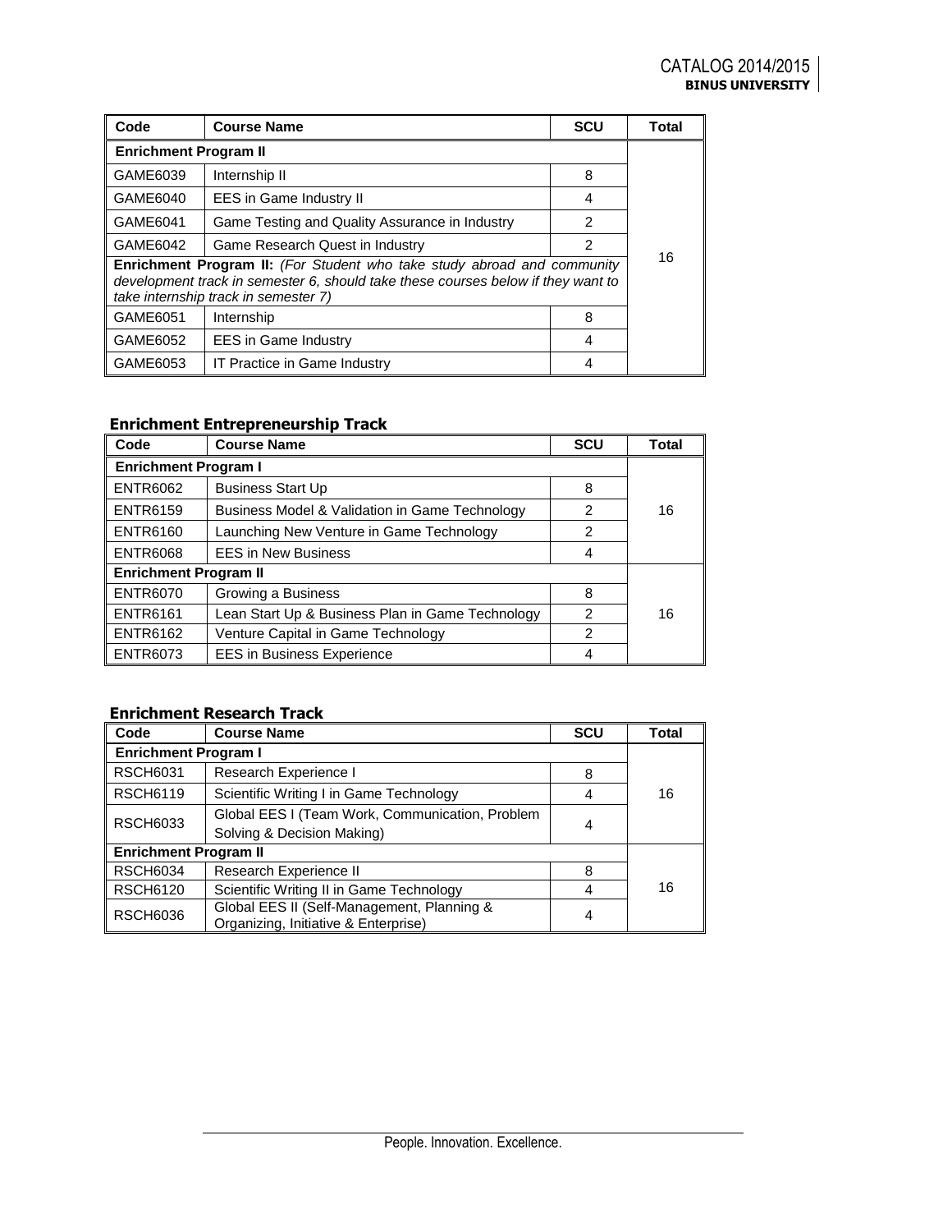| Code | Course Name | SCU | Total |
| --- | --- | --- | --- |
| **Enrichment Program II** | | | |
| GAME6039 | Internship II | 8 | 16 |
| GAME6040 | EES in Game Industry II | 4 | |
| GAME6041 | Game Testing and Quality Assurance in Industry | 2 | |
| GAME6042 | Game Research Quest in Industry | 2 | |
| **Enrichment Program II:** *(For Student who take study abroad and community development track in semester 6, should take these courses below if they want to take internship track in semester 7)* | | | |
| GAME6051 | Internship | 8 | |
| GAME6052 | EES in Game Industry | 4 | |
| GAME6053 | IT Practice in Game Industry | 4 | |

### Enrichment Entrepreneurship Track

| Code | Course Name | SCU | Total |
| --- | --- | --- | --- |
| **Enrichment Program I** | | | |
| ENTR6062 | Business Start Up | 8 | 16 |
| ENTR6159 | Business Model & Validation in Game Technology | 2 | |
| ENTR6160 | Launching New Venture in Game Technology | 2 | |
| ENTR6068 | EES in New Business | 4 | |
| **Enrichment Program II** | | | |
| ENTR6070 | Growing a Business | 8 | 16 |
| ENTR6161 | Lean Start Up & Business Plan in Game Technology | 2 | |
| ENTR6162 | Venture Capital in Game Technology | 2 | |
| ENTR6073 | EES in Business Experience | 4 | |

### Enrichment Research Track

| Code | Course Name | SCU | Total |
| --- | --- | --- | --- |
| **Enrichment Program I** | | | |
| RSCH6031 | Research Experience I | 8 | 16 |
| RSCH6119 | Scientific Writing I in Game Technology | 4 | |
| RSCH6033 | Global EES I (Team Work, Communication, Problem Solving & Decision Making) | 4 | |
| **Enrichment Program II** | | | |
| RSCH6034 | Research Experience II | 8 | 16 |
| RSCH6120 | Scientific Writing II in Game Technology | 4 | |
| RSCH6036 | Global EES II (Self-Management, Planning & Organizing, Initiative & Enterprise) | 4 | |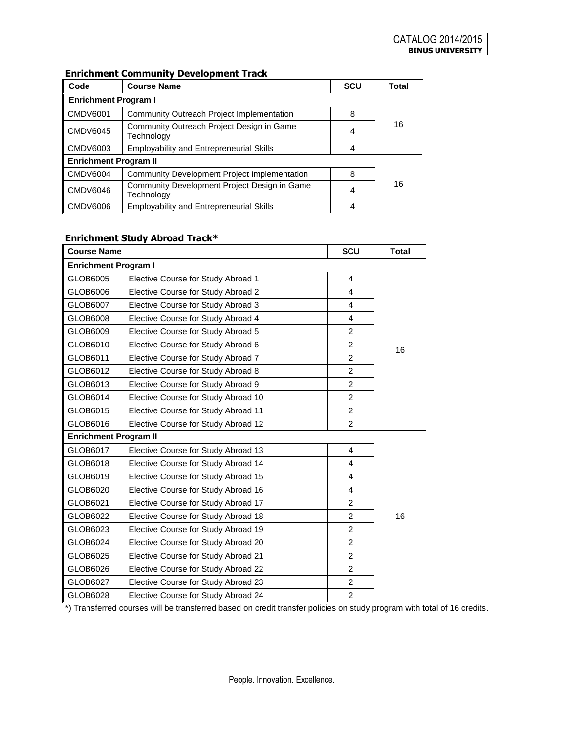### Enrichment Community Development Track

| Code | Course Name | SCU | Total |
|---|---|---|---|
| **Enrichment Program I** | | | |
| CMDV6001 | Community Outreach Project Implementation | 8 | 16 |
| CMDV6045 | Community Outreach Project Design in Game Technology | 4 | |
| CMDV6003 | Employability and Entrepreneurial Skills | 4 | |
| **Enrichment Program II** | | | |
| CMDV6004 | Community Development Project Implementation | 8 | 16 |
| CMDV6046 | Community Development Project Design in Game Technology | 4 | |
| CMDV6006 | Employability and Entrepreneurial Skills | 4 | |

### Enrichment Study Abroad Track*

| Course Name | | SCU | Total |
|---|---|---|---|
| **Enrichment Program I** | | | |
| GLOB6005 | Elective Course for Study Abroad 1 | 4 | 16 |
| GLOB6006 | Elective Course for Study Abroad 2 | 4 | |
| GLOB6007 | Elective Course for Study Abroad 3 | 4 | |
| GLOB6008 | Elective Course for Study Abroad 4 | 4 | |
| GLOB6009 | Elective Course for Study Abroad 5 | 2 | |
| GLOB6010 | Elective Course for Study Abroad 6 | 2 | |
| GLOB6011 | Elective Course for Study Abroad 7 | 2 | |
| GLOB6012 | Elective Course for Study Abroad 8 | 2 | |
| GLOB6013 | Elective Course for Study Abroad 9 | 2 | |
| GLOB6014 | Elective Course for Study Abroad 10 | 2 | |
| GLOB6015 | Elective Course for Study Abroad 11 | 2 | |
| GLOB6016 | Elective Course for Study Abroad 12 | 2 | |
| **Enrichment Program II** | | | |
| GLOB6017 | Elective Course for Study Abroad 13 | 4 | 16 |
| GLOB6018 | Elective Course for Study Abroad 14 | 4 | |
| GLOB6019 | Elective Course for Study Abroad 15 | 4 | |
| GLOB6020 | Elective Course for Study Abroad 16 | 4 | |
| GLOB6021 | Elective Course for Study Abroad 17 | 2 | |
| GLOB6022 | Elective Course for Study Abroad 18 | 2 | |
| GLOB6023 | Elective Course for Study Abroad 19 | 2 | |
| GLOB6024 | Elective Course for Study Abroad 20 | 2 | |
| GLOB6025 | Elective Course for Study Abroad 21 | 2 | |
| GLOB6026 | Elective Course for Study Abroad 22 | 2 | |
| GLOB6027 | Elective Course for Study Abroad 23 | 2 | |
| GLOB6028 | Elective Course for Study Abroad 24 | 2 | |

*) Transferred courses will be transferred based on credit transfer policies on study program with total of 16 credits.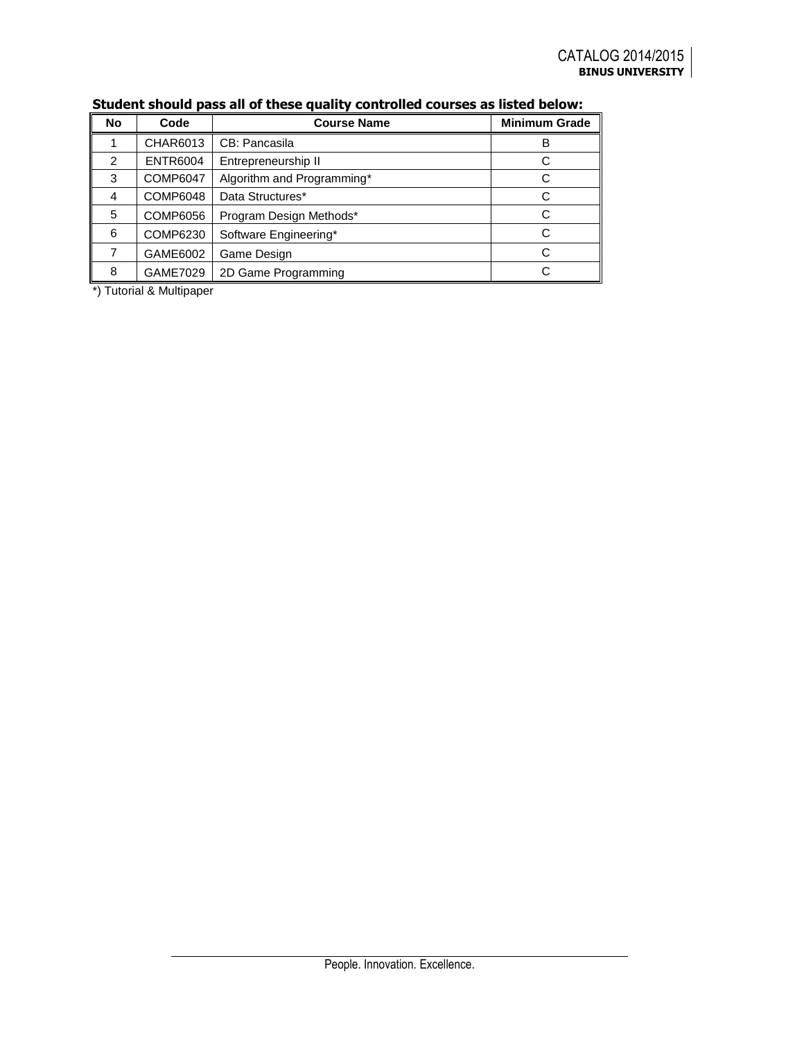**Student should pass all of these quality controlled courses as listed below:**

| No | Code | Course Name | Minimum Grade |
|---|---|---|---|
| 1 | CHAR6013 | CB: Pancasila | B |
| 2 | ENTR6004 | Entrepreneurship II | C |
| 3 | COMP6047 | Algorithm and Programming* | C |
| 4 | COMP6048 | Data Structures* | C |
| 5 | COMP6056 | Program Design Methods* | C |
| 6 | COMP6230 | Software Engineering* | C |
| 7 | GAME6002 | Game Design | C |
| 8 | GAME7029 | 2D Game Programming | C |

*) Tutorial & Multipaper